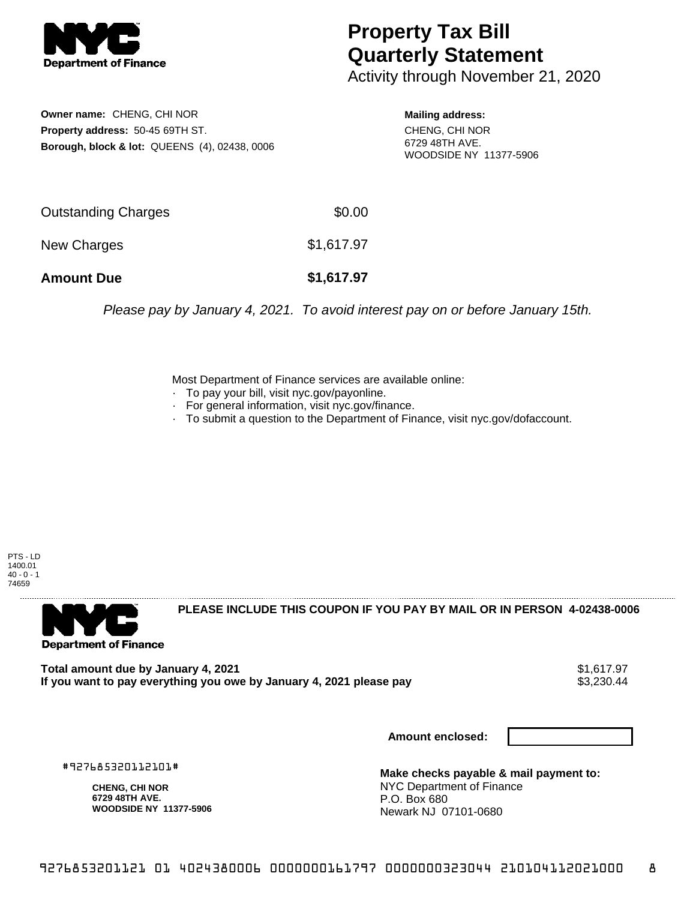# Property Tax Bill Quarterly Statement

Activity through November 21, 2020

**Owner name:** CHENG, CHI NOR
**Property address:** 50-45 69TH ST.
**Borough, block & lot:** QUEENS (4), 02438, 0006

**Mailing address:**
CHENG, CHI NOR
6729 48TH AVE.
WOODSIDE NY 11377-5906

| | |
|---|---|
| Outstanding Charges | $0.00 |
| New Charges | $1,617.97 |
| **Amount Due** | **$1,617.97** |

*Please pay by January 4, 2021. To avoid interest pay on or before January 15th.*

Most Department of Finance services are available online:
- To pay your bill, visit nyc.gov/payonline.
- For general information, visit nyc.gov/finance.
- To submit a question to the Department of Finance, visit nyc.gov/dofaccount.

PTS - LD
1400.01
40 - 0 - 1
74659

**PLEASE INCLUDE THIS COUPON IF YOU PAY BY MAIL OR IN PERSON 4-02438-0006**

**Total amount due by January 4, 2021** $1,617.97
**If you want to pay everything you owe by January 4, 2021 please pay** $3,230.44

**Amount enclosed:**

#927685320112101#

**CHENG, CHI NOR**
**6729 48TH AVE.**
**WOODSIDE NY 11377-5906**

**Make checks payable & mail payment to:**
NYC Department of Finance
P.O. Box 680
Newark NJ 07101-0680

9276853201121 01 4024380006 0000000161797 0000000323044 210104112021000 8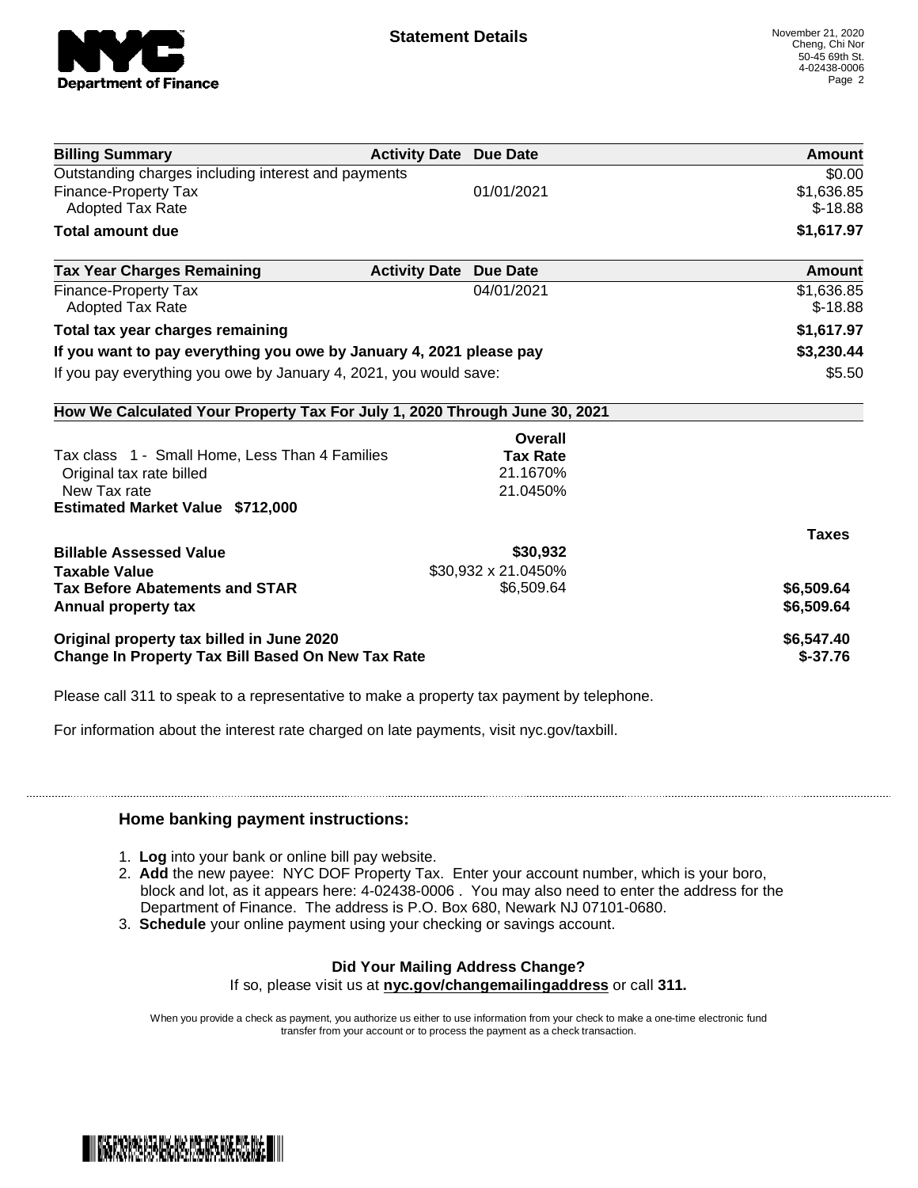**Statement Details**

November 21, 2020
Cheng, Chi Nor
50-45 69th St.
4-02438-0006

| Billing Summary | Activity Date | Due Date | Amount |
|---|---|---|---|
| Outstanding charges including interest and payments | | | $0.00 |
| Finance-Property Tax | | 01/01/2021 | $1,636.85 |
| Adopted Tax Rate | | | $-18.88 |
| **Total amount due** | | | **$1,617.97** |

| Tax Year Charges Remaining | Activity Date | Due Date | Amount |
|---|---|---|---|
| Finance-Property Tax | | 04/01/2021 | $1,636.85 |
| Adopted Tax Rate | | | $-18.88 |
| **Total tax year charges remaining** | | | **$1,617.97** |
| **If you want to pay everything you owe by January 4, 2021 please pay** | | | **$3,230.44** |
| If you pay everything you owe by January 4, 2021, you would save: | | | $5.50 |

**How We Calculated Your Property Tax For July 1, 2020 Through June 30, 2021**

| | Overall Tax Rate | |
|---|---|---|
| Tax class 1 - Small Home, Less Than 4 Families | | |
| Original tax rate billed | 21.1670% | |
| New Tax rate | 21.0450% | |
| **Estimated Market Value $712,000** | | |
| | | **Taxes** |
| **Billable Assessed Value** | **$30,932** | |
| **Taxable Value** | $30,932 x 21.0450% | |
| **Tax Before Abatements and STAR** | $6,509.64 | **$6,509.64** |
| **Annual property tax** | | **$6,509.64** |
| **Original property tax billed in June 2020** | | **$6,547.40** |
| **Change In Property Tax Bill Based On New Tax Rate** | | **$-37.76** |

Please call 311 to speak to a representative to make a property tax payment by telephone.

For information about the interest rate charged on late payments, visit nyc.gov/taxbill.

### Home banking payment instructions:

1. **Log** into your bank or online bill pay website.
2. **Add** the new payee: NYC DOF Property Tax. Enter your account number, which is your boro, block and lot, as it appears here: 4-02438-0006 . You may also need to enter the address for the Department of Finance. The address is P.O. Box 680, Newark NJ 07101-0680.
3. **Schedule** your online payment using your checking or savings account.

**Did Your Mailing Address Change?**
If so, please visit us at **nyc.gov/changemailingaddress** or call **311.**

When you provide a check as payment, you authorize us either to use information from your check to make a one-time electronic fund transfer from your account or to process the payment as a check transaction.